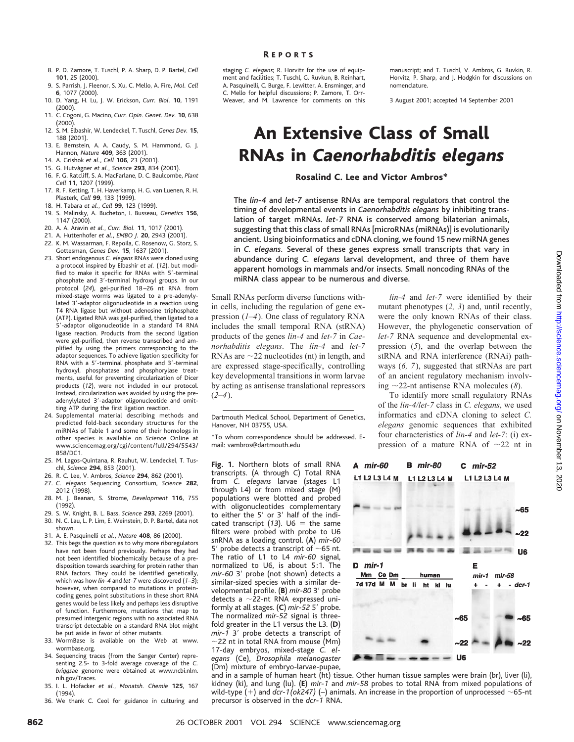8. P. D. Zamore, T. Tuschl, P. A. Sharp, D. P. Bartel, *Cell* **101**, 25 (2000).
9. S. Parrish, J. Fleenor, S. Xu, C. Mello, A. Fire, *Mol. Cell* **6**, 1077 (2000).
10. D. Yang, H. Lu, J. W. Erickson, *Curr. Biol.* **10**, 1191 (2000).
11. C. Cogoni, G. Macino, *Curr. Opin. Genet. Dev.* **10**, 638 (2000).
12. S. M. Elbashir, W. Lendeckel, T. Tuschl, *Genes Dev.* **15**, 188 (2001).
13. E. Bernstein, A. A. Caudy, S. M. Hammond, G. J. Hannon, *Nature* **409**, 363 (2001).
14. A. Grishok *et al.*, *Cell* **106**, 23 (2001).
15. G. Hutvágner *et al.*, *Science* **293**, 834 (2001).
16. F. G. Ratcliff, S. A. MacFarlane, D. C. Baulcombe, *Plant Cell* **11**, 1207 (1999).
17. R. F. Ketting, T. H. Haverkamp, H. G. van Luenen, R. H. Plasterk, *Cell* **99**, 133 (1999).
18. H. Tabara *et al.*, *Cell* **99**, 123 (1999).
19. S. Malinsky, A. Bucheton, I. Busseau, *Genetics* **156**, 1147 (2000).
20. A. A. Aravin *et al.*, *Curr. Biol.* **11**, 1017 (2001).
21. A. Huttenhofer *et al.*, *EMBO J.* **20**, 2943 (2001).
22. K. M. Wassarman, F. Repoila, C. Rosenow, G. Storz, S. Gottesman, *Genes Dev.* **15**, 1637 (2001).
23. Short endogenous *C. elegans* RNAs were cloned using a protocol inspired by Elbashir *et al.* (*12*), but modified to make it specific for RNAs with 5′-terminal phosphate and 3′-terminal hydroxyl groups. In our protocol (*24*), gel-purified 18–26 nt RNA from mixed-stage worms was ligated to a pre-adenylylated 3′-adaptor oligonucleotide in a reaction using T4 RNA ligase but without adenosine triphosphate (ATP). Ligated RNA was gel-purified, then ligated to a 5′-adaptor oligonucleotide in a standard T4 RNA ligase reaction. Products from the second ligation were gel-purified, then reverse transcribed and amplified by using the primers corresponding to the adaptor sequences. To achieve ligation specificity for RNA with a 5′-terminal phosphate and 3′-terminal hydroxyl, phosphatase and phosphorylase treatments, useful for preventing circularization of Dicer products (*12*), were not included in our protocol. Instead, circularization was avoided by using the pre-adenylylated 3′-adaptor oligonucleotide and omitting ATP during the first ligation reaction.
24. Supplemental material describing methods and predicted fold-back secondary structures for the miRNAs of Table 1 and some of their homologs in other species is available on *Science* Online at www.sciencemag.org/cgi/content/full/294/5543/858/DC1.
25. M. Lagos-Quintana, R. Rauhut, W. Lendeckel, T. Tuschl, *Science* **294**, 853 (2001).
26. R. C. Lee, V. Ambros, *Science* **294**, 862 (2001).
27. *C. elegans* Sequencing Consortium, *Science* **282**, 2012 (1998).
28. M. J. Beanan, S. Strome, *Development* **116**, 755 (1992).
29. S. W. Knight, B. L. Bass, *Science* **293**, 2269 (2001).
30. N. C. Lau, L. P. Lim, E. Weinstein, D. P. Bartel, data not shown.
31. A. E. Pasquinelli *et al.*, *Nature* **408**, 86 (2000).
32. This begs the question as to why more riboregulators have not been found previously. Perhaps they had not been identified biochemically because of a predisposition towards searching for protein rather than RNA factors. They could be identified genetically, which was how *lin-4* and *let-7* were discovered (*1–3*); however, when compared to mutations in protein-coding genes, point substitutions in these short RNA genes would be less likely and perhaps less disruptive of function. Furthermore, mutations that map to presumed intergenic regions with no associated RNA transcript detectable on a standard RNA blot might be put aside in favor of other mutants.
33. WormBase is available on the Web at www.wormbase.org.
34. Sequencing traces (from the Sanger Center) representing 2.5- to 3-fold average coverage of the *C. briggsae* genome were obtained at www.ncbi.nlm.nih.gov/Traces.
35. I. L. Hofacker *et al.*, *Monatsh. Chemie* **125**, 167 (1994).
36. We thank C. Ceol for guidance in culturing and staging *C. elegans*; R. Horvitz for the use of equipment and facilities; T. Tuschl, G. Ruvkun, B. Reinhart, A. Pasquinelli, C. Burge, F. Lewitter, A. Ensminger, and C. Mello for helpful discussions; P. Zamore, T. Orr-Weaver, and M. Lawrence for comments on this manuscript; and T. Tuschl, V. Ambros, G. Ruvkun, R. Horvitz, P. Sharp, and J. Hodgkin for discussions on nomenclature.

3 August 2001; accepted 14 September 2001

# An Extensive Class of Small RNAs in *Caenorhabditis elegans*

**Rosalind C. Lee and Victor Ambros\***

**The *lin-4* and *let-7* antisense RNAs are temporal regulators that control the timing of developmental events in *Caenorhabditis elegans* by inhibiting translation of target mRNAs. *let-7* RNA is conserved among bilaterian animals, suggesting that this class of small RNAs [microRNAs (miRNAs)] is evolutionarily ancient. Using bioinformatics and cDNA cloning, we found 15 new miRNA genes in *C. elegans*. Several of these genes express small transcripts that vary in abundance during *C. elegans* larval development, and three of them have apparent homologs in mammals and/or insects. Small noncoding RNAs of the miRNA class appear to be numerous and diverse.**

Small RNAs perform diverse functions within cells, including the regulation of gene expression (*1–4*). One class of regulatory RNA includes the small temporal RNA (stRNA) products of the genes *lin-4* and *let-7* in *Caenorhabditis elegans*. The *lin-4* and *let-7* RNAs are ~22 nucleotides (nt) in length, and are expressed stage-specifically, controlling key developmental transitions in worm larvae by acting as antisense translational repressors (*2–4*).

Dartmouth Medical School, Department of Genetics, Hanover, NH 03755, USA.

\*To whom correspondence should be addressed. E-mail: vambros@dartmouth.edu

*lin-4* and *let-7* were identified by their mutant phenotypes (*2, 3*) and, until recently, were the only known RNAs of their class. However, the phylogenetic conservation of *let-7* RNA sequence and developmental expression (*5*), and the overlap between the stRNA and RNA interference (RNAi) pathways (*6, 7*), suggested that stRNAs are part of an ancient regulatory mechanism involving ~22-nt antisense RNA molecules (*8*).

To identify more small regulatory RNAs of the *lin-4/let-7* class in *C. elegans*, we used informatics and cDNA cloning to select *C. elegans* genomic sequences that exhibited four characteristics of *lin-4* and *let-7*: (i) expression of a mature RNA of ~22 nt in

**Fig. 1.** Northern blots of small RNA transcripts. (A through C) Total RNA from *C. elegans* larvae (stages L1 through L4) or from mixed stage (M) populations were blotted and probed with oligonucleotides complementary to either the 5′ or 3′ half of the indicated transcript (*13*). U6 = the same filters were probed with probe to U6 snRNA as a loading control. (**A**) *mir-60* 5′ probe detects a transcript of ~65 nt. The ratio of L1 to L4 *mir-60* signal, normalized to U6, is about 5:1. The *mir-60* 3′ probe (not shown) detects a similar-sized species with a similar developmental profile. (**B**) *mir-80* 3′ probe detects a ~22-nt RNA expressed uniformly at all stages. (**C**) *mir-52* 5′ probe. The normalized *mir-52* signal is threefold greater in the L1 versus the L3. (**D**) *mir-1* 3′ probe detects a transcript of ~22 nt in total RNA from mouse (Mm) 17-day embryos, mixed-stage *C. elegans* (Ce), *Drosophila melanogaster* (Dm) mixture of embryo-larvae-pupae, and in a sample of human heart (ht) tissue. Other human tissue samples were brain (br), liver (li), kidney (ki), and lung (lu). (**E**) *mir-1* and *mir-58* probes to total RNA from mixed populations of wild-type (+) and *dcr-1(ok247)* (–) animals. An increase in the proportion of unprocessed ~65-nt precursor is observed in the *dcr-1* RNA.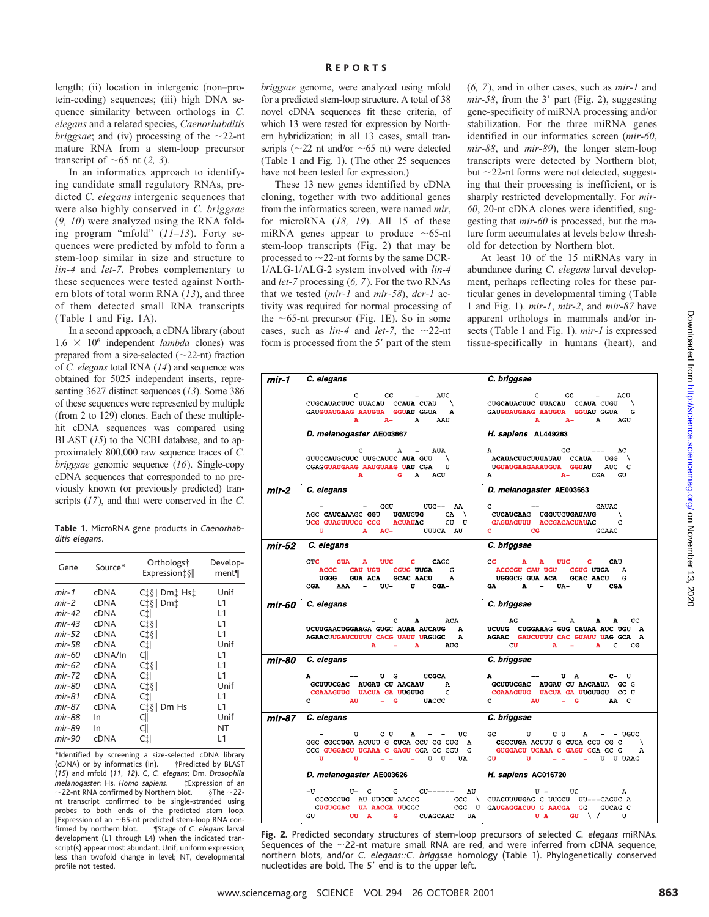length; (ii) location in intergenic (non–protein-coding) sequences; (iii) high DNA sequence similarity between orthologs in *C. elegans* and a related species, *Caenorhabditis briggsae*; and (iv) processing of the ~22-nt mature RNA from a stem-loop precursor transcript of ~65 nt (*2, 3*).

In an informatics approach to identifying candidate small regulatory RNAs, predicted *C. elegans* intergenic sequences that were also highly conserved in *C. briggsae* (*9, 10*) were analyzed using the RNA folding program "mfold" (*11–13*). Forty sequences were predicted by mfold to form a stem-loop similar in size and structure to *lin-4* and *let-7*. Probes complementary to these sequences were tested against Northern blots of total worm RNA (*13*), and three of them detected small RNA transcripts (Table 1 and Fig. 1A).

In a second approach, a cDNA library (about $1.6 \times 10^6$ independent *lambda* clones) was prepared from a size-selected (~22-nt) fraction of *C. elegans* total RNA (*14*) and sequence was obtained for 5025 independent inserts, representing 3627 distinct sequences (*13*). Some 386 of these sequences were represented by multiple (from 2 to 129) clones. Each of these multiple-hit cDNA sequences was compared using BLAST (*15*) to the NCBI database, and to approximately 800,000 raw sequence traces of *C. briggsae* genomic sequence (*16*). Single-copy cDNA sequences that corresponded to no previously known (or previously predicted) transcripts (*17*), and that were conserved in the *C. briggsae* genome, were analyzed using mfold for a predicted stem-loop structure. A total of 38 novel cDNA sequences fit these criteria, of which 13 were tested for expression by Northern hybridization; in all 13 cases, small transcripts (~22 nt and/or ~65 nt) were detected (Table 1 and Fig. 1). (The other 25 sequences have not been tested for expression.)

These 13 new genes identified by cDNA cloning, together with two additional genes from the informatics screen, were named *mir*, for microRNA (*18, 19*). All 15 of these miRNA genes appear to produce ~65-nt stem-loop transcripts (Fig. 2) that may be processed to ~22-nt forms by the same DCR-1/ALG-1/ALG-2 system involved with *lin-4* and *let-7* processing (*6, 7*). For the two RNAs that we tested (*mir-1* and *mir-58*), *dcr-1* activity was required for normal processing of the ~65-nt precursor (Fig. 1E). So in some cases, such as *lin-4* and *let-7*, the ~22-nt form is processed from the 5′ part of the stem (*6, 7*), and in other cases, such as *mir-1* and *mir-58*, from the 3′ part (Fig. 2), suggesting gene-specificity of miRNA processing and/or stabilization. For the three miRNA genes identified in our informatics screen (*mir-60*, *mir-88*, and *mir-89*), the longer stem-loop transcripts were detected by Northern blot, but ~22-nt forms were not detected, suggesting that their processing is inefficient, or is sharply restricted developmentally. For *mir-60*, 20-nt cDNA clones were identified, suggesting that *mir-60* is processed, but the mature form accumulates at levels below threshold for detection by Northern blot.

At least 10 of the 15 miRNAs vary in abundance during *C. elegans* larval development, perhaps reflecting roles for these particular genes in developmental timing (Table 1 and Fig. 1). *mir-1*, *mir-2*, and *mir-87* have apparent orthologs in mammals and/or insects (Table 1 and Fig. 1). *mir-1* is expressed tissue-specifically in humans (heart), and

**Table 1.** MicroRNA gene products in *Caenorhabditis elegans*.

| Gene | Source* | Orthologs† Expression‡§‖ | Development¶ |
|---|---|---|---|
| *mir-1* | cDNA | C‡§‖ Dm‡ Hs‡ | Unif |
| *mir-2* | cDNA | C‡§‖ Dm‡ | L1 |
| *mir-42* | cDNA | C‡‖ | L1 |
| *mir-43* | cDNA | C‡§‖ | L1 |
| *mir-52* | cDNA | C‡§‖ | L1 |
| *mir-58* | cDNA | C‡‖ | Unif |
| *mir-60* | cDNA/In | C‖ | L1 |
| *mir-62* | cDNA | C‡§‖ | L1 |
| *mir-72* | cDNA | C‡‖ | L1 |
| *mir-80* | cDNA | C‡§‖ | Unif |
| *mir-81* | cDNA | C‡‖ | L1 |
| *mir-87* | cDNA | C‡§‖ Dm Hs | L1 |
| *mir-88* | In | C‖ | Unif |
| *mir-89* | In | C‖ | NT |
| *mir-90* | cDNA | C‡‖ | L1 |

*Identified by screening a size-selected cDNA library (cDNA) or by informatics (In). †Predicted by BLAST (*15*) and mfold (*11, 12*). C, *C. elegans*; Dm, *Drosophila melanogaster*; Hs, *Homo sapiens*. ‡Expression of an ~22-nt RNA confirmed by Northern blot. §The ~22-nt transcript confirmed to be single-stranded using probes to both ends of the predicted stem loop. ‖Expression of an ~65-nt predicted stem-loop RNA confirmed by northern blot. ¶Stage of *C. elegans* larval development (L1 through L4) when the indicated transcript(s) appear most abundant. Unif, uniform expression; less than twofold change in level; NT, developmental profile not tested.

```
mir-1   C. elegans                               C. briggsae

              C       GC      -     AUC                    C       GC      -     ACU
CUGCAUACUUC UUACAU  CCAUA CUAU   \          CUGCAUACUUC UUACAU  CCAUA CUGU   \
GAUGUAUGAAG AAUGUA  GGUAU GGUA   A          GAUGUAUGAAG AAUGUA  GGUAU GGUA   G
              A       A-      A     AAU                    A       A-      A     AGU

        D. melanogaster AE003667                 H. sapiens AL449263

              C        A    -    AUA           A                GC    ---    AC
GUUCCAUGCUUC UUGCAUUC AUA GUU    \           ACAUACUUCUUUAUAU  CCAUA   UGG   \
CGAGGUAUGAAG AAUGUAAG UAU CGA    U           UGUAUGAAGAAAUGUA  GGUAU   AUC   C
              A        G    A    ACU          A                A-    CGA    GU

mir-2   C. elegans                               D. melanogaster AE003663

     -      -    GGU         UUG--  AA        C              --                GAUAC
AGC CAUCAAAGC GGU  UGAUGUG      CA   \        CUCAUCAAG  UGGUUGUGAUAUG               \
UCG GUAGUUUCG CCG  ACUAUAC      GU   U        GAGUAGUUU  ACCGACACUAUAC               C
     U      A    AC-         UUUCA  AU        C              CG                GCAAC

mir-52  C. elegans                               C. briggsae

GTC    GUA    A   UUC    C      CAGC         CC     A    A   UUC    C      CAU
   ACCC   CAU UGU    CGUG UUGA    G            ACCCGU CAU UGU    CGUG UUGA    A
   UGGG   GUA ACA    GCAC AACU    A            UGGGCG GUA ACA    GCAC AACU    G
CGA    AAA    -   UU-    U      CGA-         GA     A    -   UA-    U      CGA

mir-60  C. elegans                               C. briggsae

                     -    C    A       ACA           AG         -    A      A   A    CC
UCUUGAACUGGAAGA GUGC AUAA AUCAUG   A          UCUUG  CUGGAAAG GUG CAUAA AUC UGU  A
AGAACUUGAUCUUUU CACG UAUU UAGUGC   A          AGAAC  GAUCUUUU CAC GUAUU UAG GCA  A
                     A    -    A       AUG           CU         A    -      A   C    CG

mir-80  C. elegans                               C. briggsae

A          --     U  G        CCGCA            A          --     U  A       C-   U
 GCUUUCGAC  AUGAU CU AACAAU      A              GCUUUCGAC  AUGAU CU AACAAUA   GC  G
 CGAAAGUUG  UACUA GA UUGUUG      G              CGAAAGUUG  UACUA GA UUGUUGU   CG  U
C          AU     -  G        UACCC            C          AU     -  G       AA   C

mir-87  C. elegans                               C. briggsae

     -      U      C U     A   -  -   UC           GC      U     C U     A   -  - UGUC
GGC CGCCUGA ACUUU G CUCA CCU CG CUG  A             CGCCUGA ACUUU G CUCA CCU CG C    \
CCG GUGGACU UGAAA C GAGU GGA GC GGU  G             GUGGACU UGAAA C GAGU GGA GC G    A
     U      U      - -     -   U  U   UA           GU      U     - -     -   U  U UAAG

        D. melanogaster AE003626                 H. sapiens AC016720

-U        U-  C       G      CU------   AU                   U -      UG           A
  CGCGCCUG  AU UUGCU AACCG           GCC  \      CUACUUUUGAG C UUGCU  UU---CAGUC  A
  GUGUGGAC  UA AACGA UUGGC           CGG  U      GAUGAGGACUU G AACGA  GG   GUCAG  C
GU        UU  A       G      CUAGCAAC   UA                   U A      GU  \ /     U
```

**Fig. 2.** Predicted secondary structures of stem-loop precursors of selected *C. elegans* miRNAs. Sequences of the ~22-nt mature small RNA are red, and were inferred from cDNA sequence, northern blots, and/or *C. elegans*::*C. briggsae* homology (Table 1). Phylogenetically conserved nucleotides are bold. The 5′ end is to the upper left.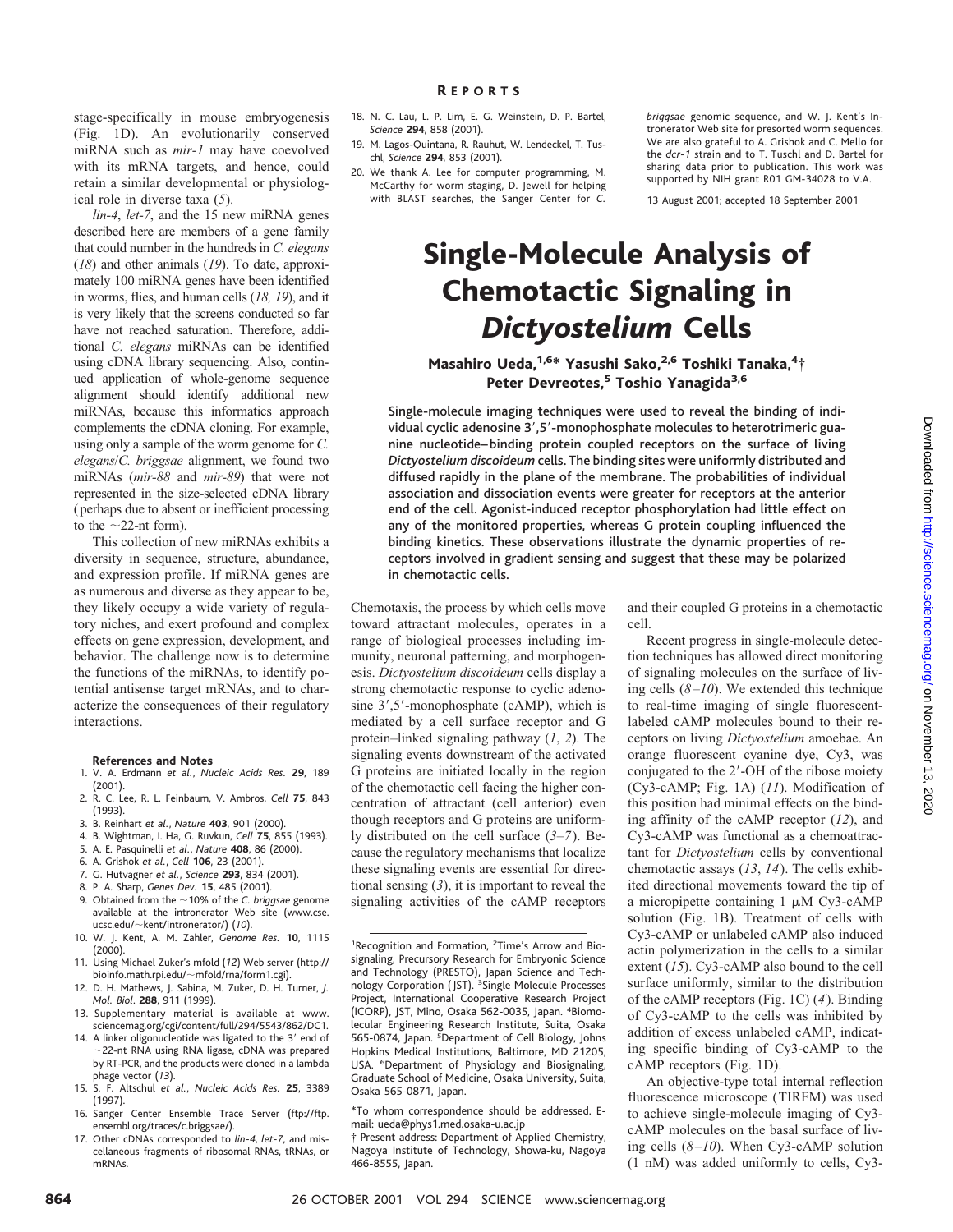stage-specifically in mouse embryogenesis (Fig. 1D). An evolutionarily conserved miRNA such as *mir-1* may have coevolved with its mRNA targets, and hence, could retain a similar developmental or physiological role in diverse taxa (*5*).

*lin-4*, *let-7*, and the 15 new miRNA genes described here are members of a gene family that could number in the hundreds in *C. elegans* (*18*) and other animals (*19*). To date, approximately 100 miRNA genes have been identified in worms, flies, and human cells (*18, 19*), and it is very likely that the screens conducted so far have not reached saturation. Therefore, additional *C. elegans* miRNAs can be identified using cDNA library sequencing. Also, continued application of whole-genome sequence alignment should identify additional new miRNAs, because this informatics approach complements the cDNA cloning. For example, using only a sample of the worm genome for *C. elegans*/*C. briggsae* alignment, we found two miRNAs (*mir-88* and *mir-89*) that were not represented in the size-selected cDNA library (perhaps due to absent or inefficient processing to the ~22-nt form).

This collection of new miRNAs exhibits a diversity in sequence, structure, abundance, and expression profile. If miRNA genes are as numerous and diverse as they appear to be, they likely occupy a wide variety of regulatory niches, and exert profound and complex effects on gene expression, development, and behavior. The challenge now is to determine the functions of the miRNAs, to identify potential antisense target mRNAs, and to characterize the consequences of their regulatory interactions.

#### References and Notes

1. V. A. Erdmann *et al.*, *Nucleic Acids Res.* **29**, 189 (2001).
2. R. C. Lee, R. L. Feinbaum, V. Ambros, *Cell* **75**, 843 (1993).
3. B. Reinhart *et al.*, *Nature* **403**, 901 (2000).
4. B. Wightman, I. Ha, G. Ruvkun, *Cell* **75**, 855 (1993).
5. A. E. Pasquinelli *et al.*, *Nature* **408**, 86 (2000).
6. A. Grishok *et al.*, *Cell* **106**, 23 (2001).
7. G. Hutvagner *et al.*, *Science* **293**, 834 (2001).
8. P. A. Sharp, *Genes Dev.* **15**, 485 (2001).
9. Obtained from the ~10% of the *C. briggsae* genome available at the intronerator Web site (www.cse.ucsc.edu/~kent/intronerator/) (*10*).
10. W. J. Kent, A. M. Zahler, *Genome Res.* **10**, 1115 (2000).
11. Using Michael Zuker's mfold (*12*) Web server (http://bioinfo.math.rpi.edu/~mfold/rna/form1.cgi).
12. D. H. Mathews, J. Sabina, M. Zuker, D. H. Turner, *J. Mol. Biol.* **288**, 911 (1999).
13. Supplementary material is available at www.sciencemag.org/cgi/content/full/294/5543/862/DC1.
14. A linker oligonucleotide was ligated to the 3′ end of ~22-nt RNA using RNA ligase, cDNA was prepared by RT-PCR, and the products were cloned in a lambda phage vector (*13*).
15. S. F. Altschul *et al.*, *Nucleic Acids Res.* **25**, 3389 (1997).
16. Sanger Center Ensemble Trace Server (ftp://ftp.ensembl.org/traces/c.briggsae/).
17. Other cDNAs corresponded to *lin-4*, *let-7*, and miscellaneous fragments of ribosomal RNAs, tRNAs, or mRNAs.
18. N. C. Lau, L. P. Lim, E. G. Weinstein, D. P. Bartel, *Science* **294**, 858 (2001).
19. M. Lagos-Quintana, R. Rauhut, W. Lendeckel, T. Tuschl, *Science* **294**, 853 (2001).
20. We thank A. Lee for computer programming, M. McCarthy for worm staging, D. Jewell for helping with BLAST searches, the Sanger Center for *C. briggsae* genomic sequence, and W. J. Kent's Intronerator Web site for presorted worm sequences. We are also grateful to A. Grishok and C. Mello for the *dcr-1* strain and to T. Tuschl and D. Bartel for sharing data prior to publication. This work was supported by NIH grant R01 GM-34028 to V.A.

13 August 2001; accepted 18 September 2001

# Single-Molecule Analysis of Chemotactic Signaling in *Dictyostelium* Cells

**Masahiro Ueda,[1,6]\* Yasushi Sako,[2,6] Toshiki Tanaka,[4]† Peter Devreotes,[5] Toshio Yanagida[3,6]**

**Single-molecule imaging techniques were used to reveal the binding of individual cyclic adenosine 3′,5′-monophosphate molecules to heterotrimeric guanine nucleotide–binding protein coupled receptors on the surface of living *Dictyostelium discoideum* cells. The binding sites were uniformly distributed and diffused rapidly in the plane of the membrane. The probabilities of individual association and dissociation events were greater for receptors at the anterior end of the cell. Agonist-induced receptor phosphorylation had little effect on any of the monitored properties, whereas G protein coupling influenced the binding kinetics. These observations illustrate the dynamic properties of receptors involved in gradient sensing and suggest that these may be polarized in chemotactic cells.**

Chemotaxis, the process by which cells move toward attractant molecules, operates in a range of biological processes including immunity, neuronal patterning, and morphogenesis. *Dictyostelium discoideum* cells display a strong chemotactic response to cyclic adenosine 3′,5′-monophosphate (cAMP), which is mediated by a cell surface receptor and G protein–linked signaling pathway (*1*, *2*). The signaling events downstream of the activated G proteins are initiated locally in the region of the chemotactic cell facing the higher concentration of attractant (cell anterior) even though receptors and G proteins are uniformly distributed on the cell surface (*3*–*7*). Because the regulatory mechanisms that localize these signaling events are essential for directional sensing (*3*), it is important to reveal the signaling activities of the cAMP receptors and their coupled G proteins in a chemotactic cell.

Recent progress in single-molecule detection techniques has allowed direct monitoring of signaling molecules on the surface of living cells (*8*–*10*). We extended this technique to real-time imaging of single fluorescent-labeled cAMP molecules bound to their receptors on living *Dictyostelium* amoebae. An orange fluorescent cyanine dye, Cy3, was conjugated to the 2′-OH of the ribose moiety (Cy3-cAMP; Fig. 1A) (*11*). Modification of this position had minimal effects on the binding affinity of the cAMP receptor (*12*), and Cy3-cAMP was functional as a chemoattractant for *Dictyostelium* cells by conventional chemotactic assays (*13*, *14*). The cells exhibited directional movements toward the tip of a micropipette containing 1 μM Cy3-cAMP solution (Fig. 1B). Treatment of cells with Cy3-cAMP or unlabeled cAMP also induced actin polymerization in the cells to a similar extent (*15*). Cy3-cAMP also bound to the cell surface uniformly, similar to the distribution of the cAMP receptors (Fig. 1C) (*4*). Binding of Cy3-cAMP to the cells was inhibited by addition of excess unlabeled cAMP, indicating specific binding of Cy3-cAMP to the cAMP receptors (Fig. 1D).

An objective-type total internal reflection fluorescence microscope (TIRFM) was used to achieve single-molecule imaging of Cy3-cAMP molecules on the basal surface of living cells (*8*–*10*). When Cy3-cAMP solution (1 nM) was added uniformly to cells, Cy3-

---

[1]Recognition and Formation, [2]Time's Arrow and Biosignaling, Precursory Research for Embryonic Science and Technology (PRESTO), Japan Science and Technology Corporation (JST). [3]Single Molecule Processes Project, International Cooperative Research Project (ICORP), JST, Mino, Osaka 562-0035, Japan. [4]Biomolecular Engineering Research Institute, Suita, Osaka 565-0874, Japan. [5]Department of Cell Biology, Johns Hopkins Medical Institutions, Baltimore, MD 21205, USA. [6]Department of Physiology and Biosignaling, Graduate School of Medicine, Osaka University, Suita, Osaka 565-0871, Japan.

\*To whom correspondence should be addressed. E-mail: ueda@phys1.med.osaka-u.ac.jp

† Present address: Department of Applied Chemistry, Nagoya Institute of Technology, Showa-ku, Nagoya 466-8555, Japan.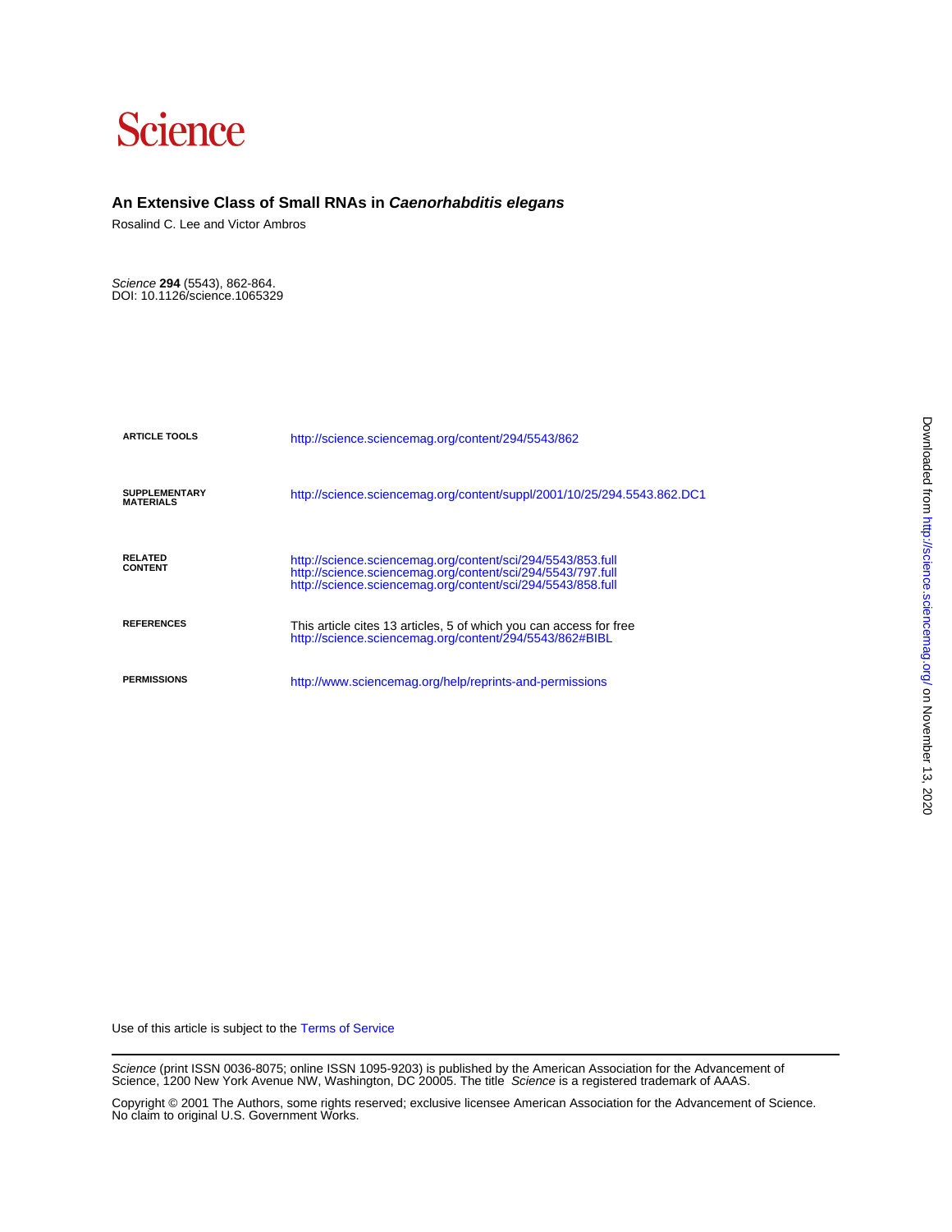# Science

## An Extensive Class of Small RNAs in *Caenorhabditis elegans*

Rosalind C. Lee and Victor Ambros

*Science* **294** (5543), 862-864.
DOI: 10.1126/science.1065329

| | |
|---|---|
| **ARTICLE TOOLS** | http://science.sciencemag.org/content/294/5543/862 |
| **SUPPLEMENTARY MATERIALS** | http://science.sciencemag.org/content/suppl/2001/10/25/294.5543.862.DC1 |
| **RELATED CONTENT** | http://science.sciencemag.org/content/sci/294/5543/853.full<br>http://science.sciencemag.org/content/sci/294/5543/797.full<br>http://science.sciencemag.org/content/sci/294/5543/858.full |
| **REFERENCES** | This article cites 13 articles, 5 of which you can access for free<br>http://science.sciencemag.org/content/294/5543/862#BIBL |
| **PERMISSIONS** | http://www.sciencemag.org/help/reprints-and-permissions |

Downloaded from http://science.sciencemag.org/ on November 13, 2020

Use of this article is subject to the Terms of Service

*Science* (print ISSN 0036-8075; online ISSN 1095-9203) is published by the American Association for the Advancement of Science, 1200 New York Avenue NW, Washington, DC 20005. The title *Science* is a registered trademark of AAAS.

Copyright © 2001 The Authors, some rights reserved; exclusive licensee American Association for the Advancement of Science. No claim to original U.S. Government Works.